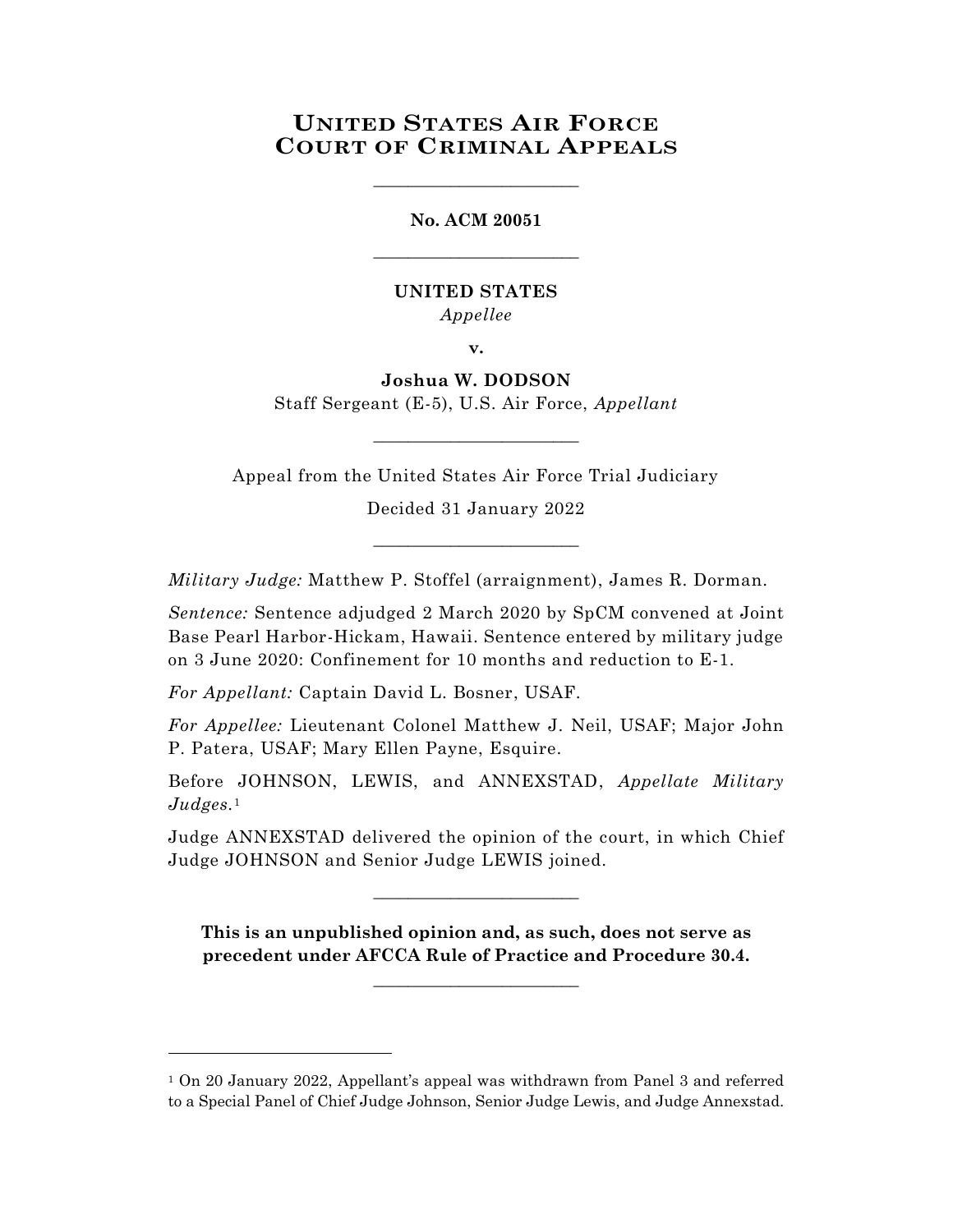# United States Air Force Court of Criminal Appeals

________________________

**No. ACM 20051**

________________________

**UNITED STATES**
*Appellee*

**v.**

**Joshua W. DODSON**
Staff Sergeant (E-5), U.S. Air Force, *Appellant*

________________________

Appeal from the United States Air Force Trial Judiciary

Decided 31 January 2022

________________________

*Military Judge:* Matthew P. Stoffel (arraignment), James R. Dorman.

*Sentence:* Sentence adjudged 2 March 2020 by SpCM convened at Joint Base Pearl Harbor-Hickam, Hawaii. Sentence entered by military judge on 3 June 2020: Confinement for 10 months and reduction to E-1.

*For Appellant:* Captain David L. Bosner, USAF.

*For Appellee:* Lieutenant Colonel Matthew J. Neil, USAF; Major John P. Patera, USAF; Mary Ellen Payne, Esquire.

Before JOHNSON, LEWIS, and ANNEXSTAD, *Appellate Military Judges.*[1]

Judge ANNEXSTAD delivered the opinion of the court, in which Chief Judge JOHNSON and Senior Judge LEWIS joined.

________________________

**This is an unpublished opinion and, as such, does not serve as precedent under AFCCA Rule of Practice and Procedure 30.4.**

________________________

[1] On 20 January 2022, Appellant's appeal was withdrawn from Panel 3 and referred to a Special Panel of Chief Judge Johnson, Senior Judge Lewis, and Judge Annexstad.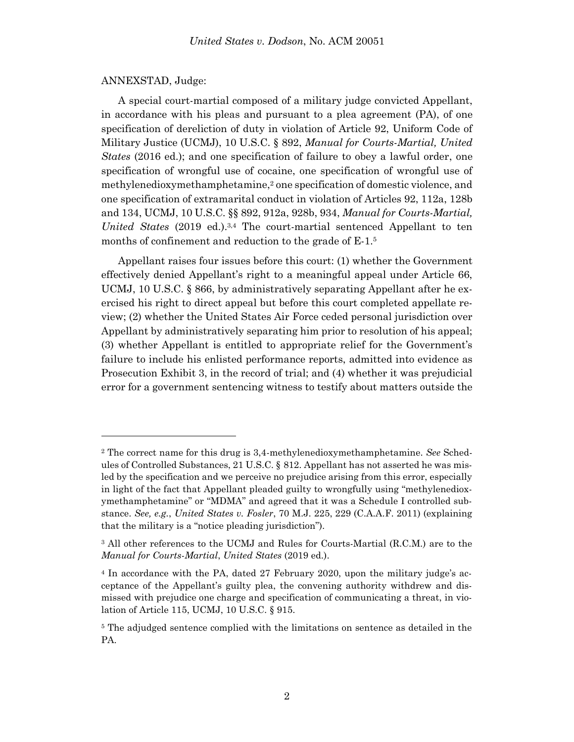ANNEXSTAD, Judge:

A special court-martial composed of a military judge convicted Appellant, in accordance with his pleas and pursuant to a plea agreement (PA), of one specification of dereliction of duty in violation of Article 92, Uniform Code of Military Justice (UCMJ), 10 U.S.C. § 892, *Manual for Courts-Martial, United States* (2016 ed.); and one specification of failure to obey a lawful order, one specification of wrongful use of cocaine, one specification of wrongful use of methylenedioxymethamphetamine,[2] one specification of domestic violence, and one specification of extramarital conduct in violation of Articles 92, 112a, 128b and 134, UCMJ, 10 U.S.C. §§ 892, 912a, 928b, 934, *Manual for Courts-Martial, United States* (2019 ed.).[3,4] The court-martial sentenced Appellant to ten months of confinement and reduction to the grade of E-1.[5]

Appellant raises four issues before this court: (1) whether the Government effectively denied Appellant's right to a meaningful appeal under Article 66, UCMJ, 10 U.S.C. § 866, by administratively separating Appellant after he exercised his right to direct appeal but before this court completed appellate review; (2) whether the United States Air Force ceded personal jurisdiction over Appellant by administratively separating him prior to resolution of his appeal; (3) whether Appellant is entitled to appropriate relief for the Government's failure to include his enlisted performance reports, admitted into evidence as Prosecution Exhibit 3, in the record of trial; and (4) whether it was prejudicial error for a government sentencing witness to testify about matters outside the

---

[2] The correct name for this drug is 3,4-methylenedioxymethamphetamine. *See* Schedules of Controlled Substances, 21 U.S.C. § 812. Appellant has not asserted he was misled by the specification and we perceive no prejudice arising from this error, especially in light of the fact that Appellant pleaded guilty to wrongfully using "methylenedioxymethamphetamine" or "MDMA" and agreed that it was a Schedule I controlled substance. *See, e.g.*, *United States v. Fosler*, 70 M.J. 225, 229 (C.A.A.F. 2011) (explaining that the military is a "notice pleading jurisdiction").

[3] All other references to the UCMJ and Rules for Courts-Martial (R.C.M.) are to the *Manual for Courts-Martial*, *United States* (2019 ed.).

[4] In accordance with the PA, dated 27 February 2020, upon the military judge's acceptance of the Appellant's guilty plea, the convening authority withdrew and dismissed with prejudice one charge and specification of communicating a threat, in violation of Article 115, UCMJ, 10 U.S.C. § 915.

[5] The adjudged sentence complied with the limitations on sentence as detailed in the PA.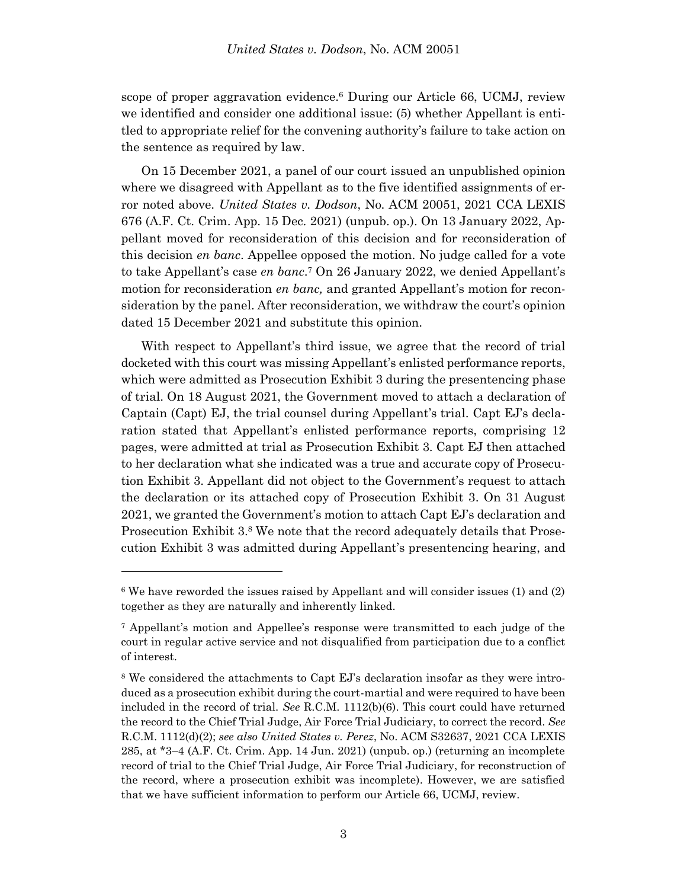scope of proper aggravation evidence.[6] During our Article 66, UCMJ, review we identified and consider one additional issue: (5) whether Appellant is entitled to appropriate relief for the convening authority's failure to take action on the sentence as required by law.

On 15 December 2021, a panel of our court issued an unpublished opinion where we disagreed with Appellant as to the five identified assignments of error noted above. *United States v. Dodson*, No. ACM 20051, 2021 CCA LEXIS 676 (A.F. Ct. Crim. App. 15 Dec. 2021) (unpub. op.). On 13 January 2022, Appellant moved for reconsideration of this decision and for reconsideration of this decision *en banc*. Appellee opposed the motion. No judge called for a vote to take Appellant's case *en banc*.[7] On 26 January 2022, we denied Appellant's motion for reconsideration *en banc,* and granted Appellant's motion for reconsideration by the panel. After reconsideration, we withdraw the court's opinion dated 15 December 2021 and substitute this opinion.

With respect to Appellant's third issue, we agree that the record of trial docketed with this court was missing Appellant's enlisted performance reports, which were admitted as Prosecution Exhibit 3 during the presentencing phase of trial. On 18 August 2021, the Government moved to attach a declaration of Captain (Capt) EJ, the trial counsel during Appellant's trial. Capt EJ's declaration stated that Appellant's enlisted performance reports, comprising 12 pages, were admitted at trial as Prosecution Exhibit 3. Capt EJ then attached to her declaration what she indicated was a true and accurate copy of Prosecution Exhibit 3. Appellant did not object to the Government's request to attach the declaration or its attached copy of Prosecution Exhibit 3. On 31 August 2021, we granted the Government's motion to attach Capt EJ's declaration and Prosecution Exhibit 3.[8] We note that the record adequately details that Prosecution Exhibit 3 was admitted during Appellant's presentencing hearing, and

---

[6] We have reworded the issues raised by Appellant and will consider issues (1) and (2) together as they are naturally and inherently linked.

[7] Appellant's motion and Appellee's response were transmitted to each judge of the court in regular active service and not disqualified from participation due to a conflict of interest.

[8] We considered the attachments to Capt EJ's declaration insofar as they were introduced as a prosecution exhibit during the court-martial and were required to have been included in the record of trial. *See* R.C.M. 1112(b)(6). This court could have returned the record to the Chief Trial Judge, Air Force Trial Judiciary, to correct the record. *See* R.C.M. 1112(d)(2); *see also United States v. Perez*, No. ACM S32637, 2021 CCA LEXIS 285, at *3–4 (A.F. Ct. Crim. App. 14 Jun. 2021) (unpub. op.) (returning an incomplete record of trial to the Chief Trial Judge, Air Force Trial Judiciary, for reconstruction of the record, where a prosecution exhibit was incomplete). However, we are satisfied that we have sufficient information to perform our Article 66, UCMJ, review.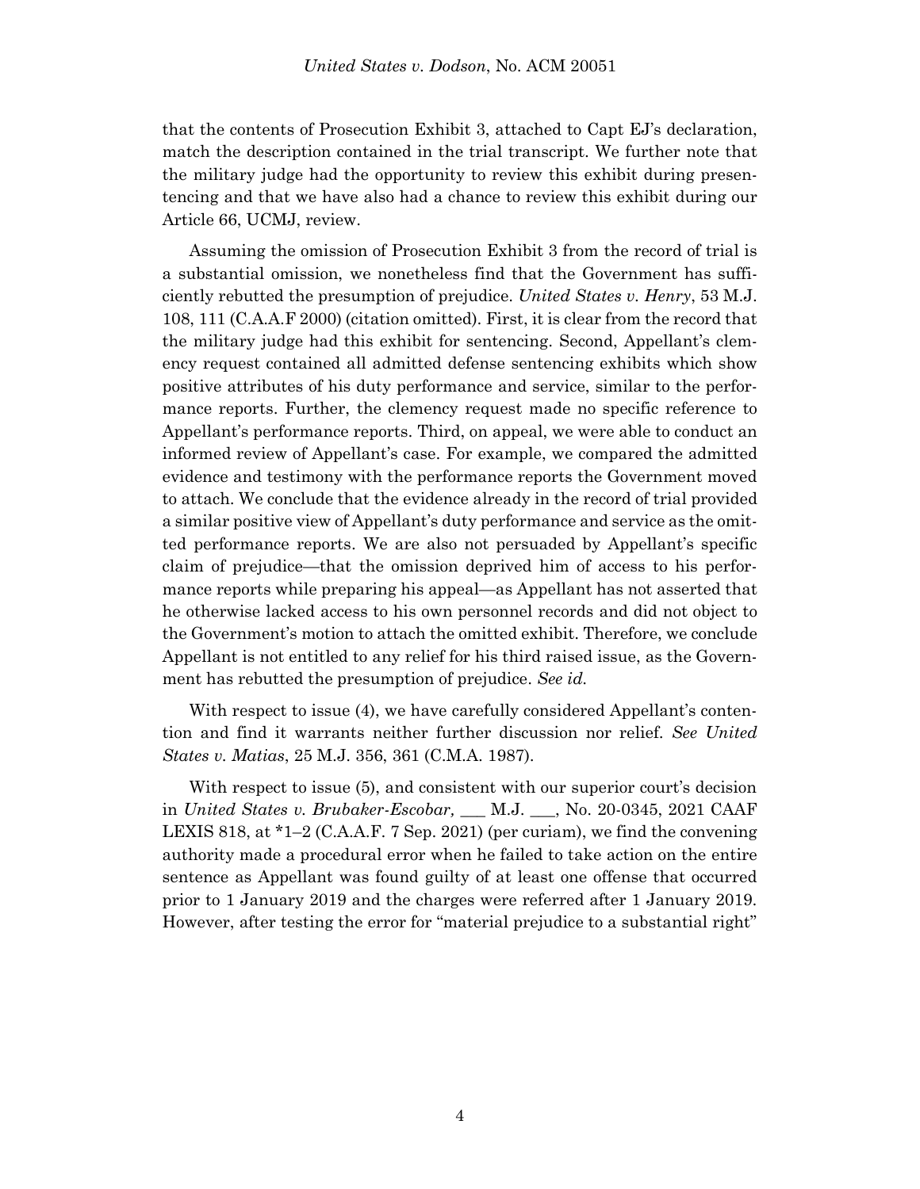that the contents of Prosecution Exhibit 3, attached to Capt EJ's declaration, match the description contained in the trial transcript. We further note that the military judge had the opportunity to review this exhibit during presentencing and that we have also had a chance to review this exhibit during our Article 66, UCMJ, review.

Assuming the omission of Prosecution Exhibit 3 from the record of trial is a substantial omission, we nonetheless find that the Government has sufficiently rebutted the presumption of prejudice. *United States v. Henry*, 53 M.J. 108, 111 (C.A.A.F 2000) (citation omitted). First, it is clear from the record that the military judge had this exhibit for sentencing. Second, Appellant's clemency request contained all admitted defense sentencing exhibits which show positive attributes of his duty performance and service, similar to the performance reports. Further, the clemency request made no specific reference to Appellant's performance reports. Third, on appeal, we were able to conduct an informed review of Appellant's case. For example, we compared the admitted evidence and testimony with the performance reports the Government moved to attach. We conclude that the evidence already in the record of trial provided a similar positive view of Appellant's duty performance and service as the omitted performance reports. We are also not persuaded by Appellant's specific claim of prejudice—that the omission deprived him of access to his performance reports while preparing his appeal—as Appellant has not asserted that he otherwise lacked access to his own personnel records and did not object to the Government's motion to attach the omitted exhibit. Therefore, we conclude Appellant is not entitled to any relief for his third raised issue, as the Government has rebutted the presumption of prejudice. *See id.*

With respect to issue (4), we have carefully considered Appellant's contention and find it warrants neither further discussion nor relief. *See United States v. Matias*, 25 M.J. 356, 361 (C.M.A. 1987).

With respect to issue (5), and consistent with our superior court's decision in *United States v. Brubaker-Escobar,* ___ M.J. ___, No. 20-0345, 2021 CAAF LEXIS 818, at *1–2 (C.A.A.F. 7 Sep. 2021) (per curiam), we find the convening authority made a procedural error when he failed to take action on the entire sentence as Appellant was found guilty of at least one offense that occurred prior to 1 January 2019 and the charges were referred after 1 January 2019. However, after testing the error for "material prejudice to a substantial right"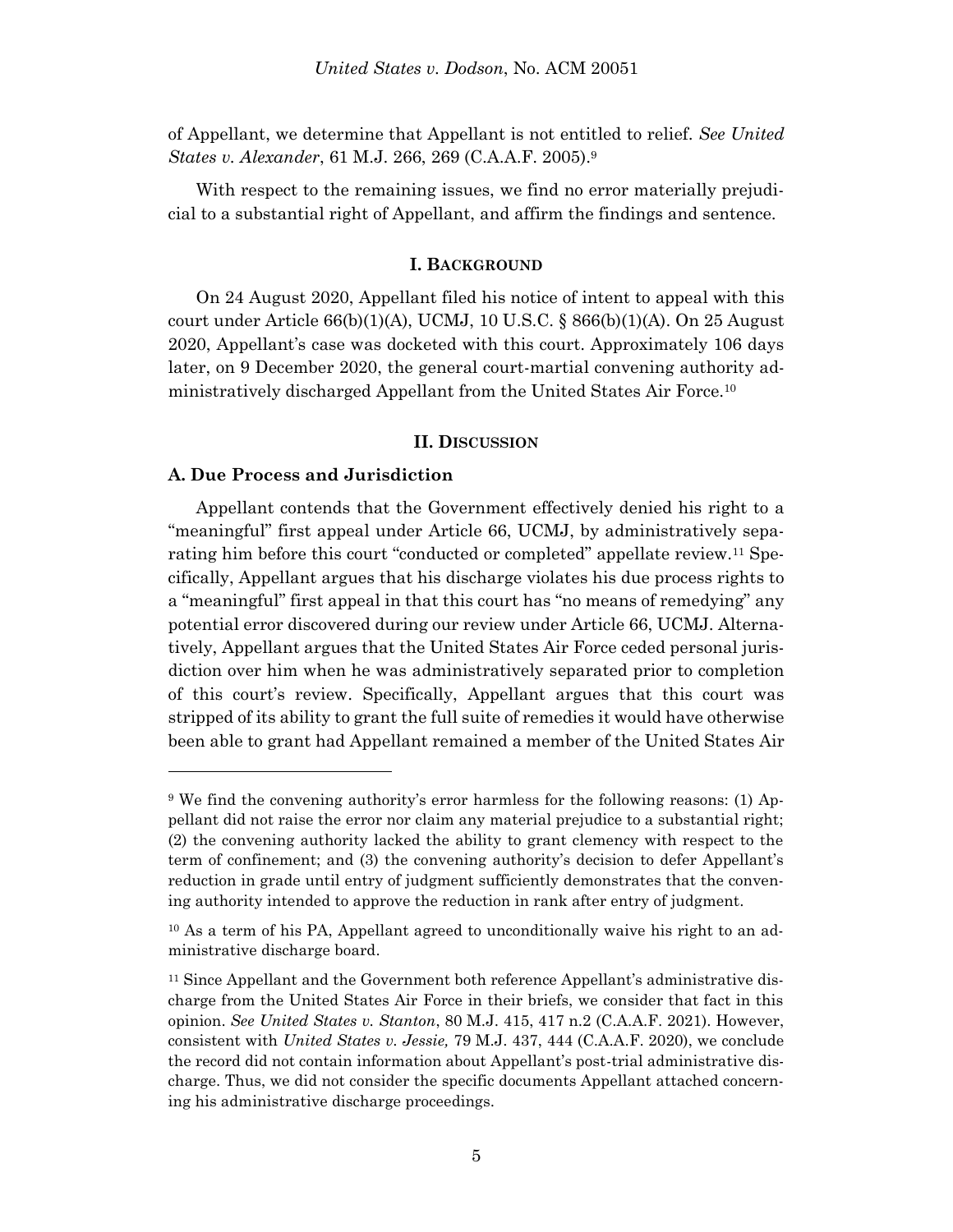of Appellant, we determine that Appellant is not entitled to relief. *See United States v. Alexander*, 61 M.J. 266, 269 (C.A.A.F. 2005).[9]

With respect to the remaining issues, we find no error materially prejudicial to a substantial right of Appellant, and affirm the findings and sentence.

## I. BACKGROUND

On 24 August 2020, Appellant filed his notice of intent to appeal with this court under Article 66(b)(1)(A), UCMJ, 10 U.S.C. § 866(b)(1)(A). On 25 August 2020, Appellant's case was docketed with this court. Approximately 106 days later, on 9 December 2020, the general court-martial convening authority administratively discharged Appellant from the United States Air Force.[10]

## II. DISCUSSION

### A. Due Process and Jurisdiction

Appellant contends that the Government effectively denied his right to a "meaningful" first appeal under Article 66, UCMJ, by administratively separating him before this court "conducted or completed" appellate review.[11] Specifically, Appellant argues that his discharge violates his due process rights to a "meaningful" first appeal in that this court has "no means of remedying" any potential error discovered during our review under Article 66, UCMJ. Alternatively, Appellant argues that the United States Air Force ceded personal jurisdiction over him when he was administratively separated prior to completion of this court's review. Specifically, Appellant argues that this court was stripped of its ability to grant the full suite of remedies it would have otherwise been able to grant had Appellant remained a member of the United States Air

---

[9] We find the convening authority's error harmless for the following reasons: (1) Appellant did not raise the error nor claim any material prejudice to a substantial right; (2) the convening authority lacked the ability to grant clemency with respect to the term of confinement; and (3) the convening authority's decision to defer Appellant's reduction in grade until entry of judgment sufficiently demonstrates that the convening authority intended to approve the reduction in rank after entry of judgment.

[10] As a term of his PA, Appellant agreed to unconditionally waive his right to an administrative discharge board.

[11] Since Appellant and the Government both reference Appellant's administrative discharge from the United States Air Force in their briefs, we consider that fact in this opinion. *See United States v. Stanton*, 80 M.J. 415, 417 n.2 (C.A.A.F. 2021). However, consistent with *United States v. Jessie,* 79 M.J. 437, 444 (C.A.A.F. 2020), we conclude the record did not contain information about Appellant's post-trial administrative discharge. Thus, we did not consider the specific documents Appellant attached concerning his administrative discharge proceedings.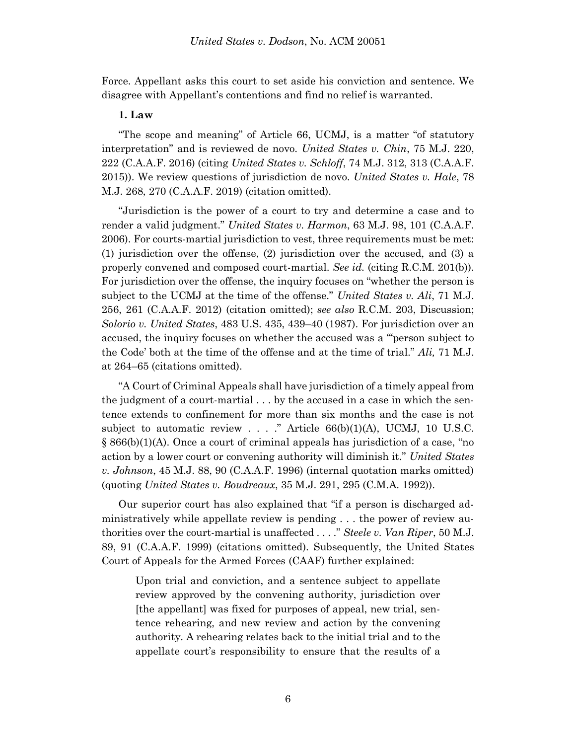Force. Appellant asks this court to set aside his conviction and sentence. We disagree with Appellant's contentions and find no relief is warranted.

**1. Law**

"The scope and meaning" of Article 66, UCMJ, is a matter "of statutory interpretation" and is reviewed de novo. *United States v. Chin*, 75 M.J. 220, 222 (C.A.A.F. 2016) (citing *United States v. Schloff*, 74 M.J. 312, 313 (C.A.A.F. 2015)). We review questions of jurisdiction de novo. *United States v. Hale*, 78 M.J. 268, 270 (C.A.A.F. 2019) (citation omitted).

"Jurisdiction is the power of a court to try and determine a case and to render a valid judgment." *United States v. Harmon*, 63 M.J. 98, 101 (C.A.A.F. 2006). For courts-martial jurisdiction to vest, three requirements must be met: (1) jurisdiction over the offense, (2) jurisdiction over the accused, and (3) a properly convened and composed court-martial. *See id.* (citing R.C.M. 201(b)). For jurisdiction over the offense, the inquiry focuses on "whether the person is subject to the UCMJ at the time of the offense." *United States v. Ali*, 71 M.J. 256, 261 (C.A.A.F. 2012) (citation omitted); *see also* R.C.M. 203, Discussion; *Solorio v. United States*, 483 U.S. 435, 439–40 (1987). For jurisdiction over an accused, the inquiry focuses on whether the accused was a "'person subject to the Code' both at the time of the offense and at the time of trial." *Ali,* 71 M.J. at 264–65 (citations omitted).

"A Court of Criminal Appeals shall have jurisdiction of a timely appeal from the judgment of a court-martial . . . by the accused in a case in which the sentence extends to confinement for more than six months and the case is not subject to automatic review . . . ." Article 66(b)(1)(A), UCMJ, 10 U.S.C. § 866(b)(1)(A). Once a court of criminal appeals has jurisdiction of a case, "no action by a lower court or convening authority will diminish it." *United States v. Johnson*, 45 M.J. 88, 90 (C.A.A.F. 1996) (internal quotation marks omitted) (quoting *United States v. Boudreaux*, 35 M.J. 291, 295 (C.M.A. 1992)).

Our superior court has also explained that "if a person is discharged administratively while appellate review is pending . . . the power of review authorities over the court-martial is unaffected . . . ." *Steele v. Van Riper*, 50 M.J. 89, 91 (C.A.A.F. 1999) (citations omitted). Subsequently, the United States Court of Appeals for the Armed Forces (CAAF) further explained:

> Upon trial and conviction, and a sentence subject to appellate review approved by the convening authority, jurisdiction over [the appellant] was fixed for purposes of appeal, new trial, sentence rehearing, and new review and action by the convening authority. A rehearing relates back to the initial trial and to the appellate court's responsibility to ensure that the results of a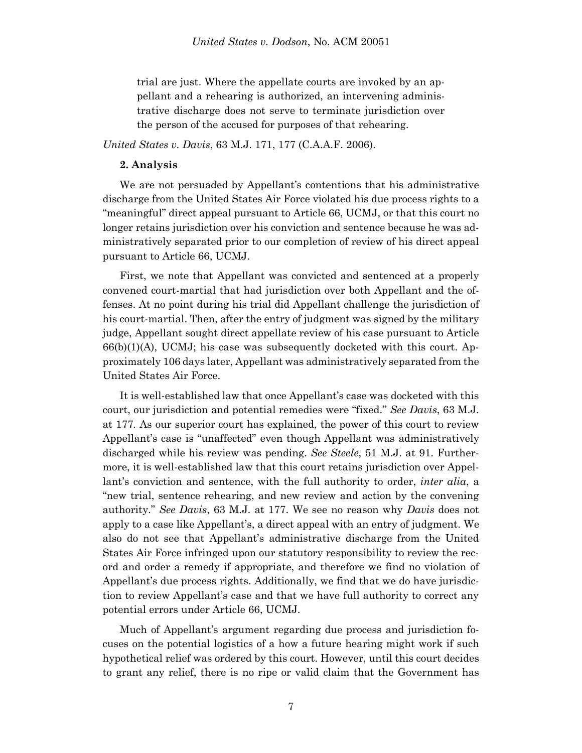> trial are just. Where the appellate courts are invoked by an appellant and a rehearing is authorized, an intervening administrative discharge does not serve to terminate jurisdiction over the person of the accused for purposes of that rehearing.

*United States v. Davis*, 63 M.J. 171, 177 (C.A.A.F. 2006).

### 2. Analysis

We are not persuaded by Appellant's contentions that his administrative discharge from the United States Air Force violated his due process rights to a "meaningful" direct appeal pursuant to Article 66, UCMJ, or that this court no longer retains jurisdiction over his conviction and sentence because he was administratively separated prior to our completion of review of his direct appeal pursuant to Article 66, UCMJ.

First, we note that Appellant was convicted and sentenced at a properly convened court-martial that had jurisdiction over both Appellant and the offenses. At no point during his trial did Appellant challenge the jurisdiction of his court-martial. Then, after the entry of judgment was signed by the military judge, Appellant sought direct appellate review of his case pursuant to Article 66(b)(1)(A), UCMJ; his case was subsequently docketed with this court. Approximately 106 days later, Appellant was administratively separated from the United States Air Force.

It is well-established law that once Appellant's case was docketed with this court, our jurisdiction and potential remedies were "fixed." *See Davis*, 63 M.J. at 177. As our superior court has explained, the power of this court to review Appellant's case is "unaffected" even though Appellant was administratively discharged while his review was pending. *See Steele*, 51 M.J. at 91. Furthermore, it is well-established law that this court retains jurisdiction over Appellant's conviction and sentence, with the full authority to order, *inter alia*, a "new trial, sentence rehearing, and new review and action by the convening authority." *See Davis*, 63 M.J. at 177. We see no reason why *Davis* does not apply to a case like Appellant's, a direct appeal with an entry of judgment. We also do not see that Appellant's administrative discharge from the United States Air Force infringed upon our statutory responsibility to review the record and order a remedy if appropriate, and therefore we find no violation of Appellant's due process rights. Additionally, we find that we do have jurisdiction to review Appellant's case and that we have full authority to correct any potential errors under Article 66, UCMJ.

Much of Appellant's argument regarding due process and jurisdiction focuses on the potential logistics of a how a future hearing might work if such hypothetical relief was ordered by this court. However, until this court decides to grant any relief, there is no ripe or valid claim that the Government has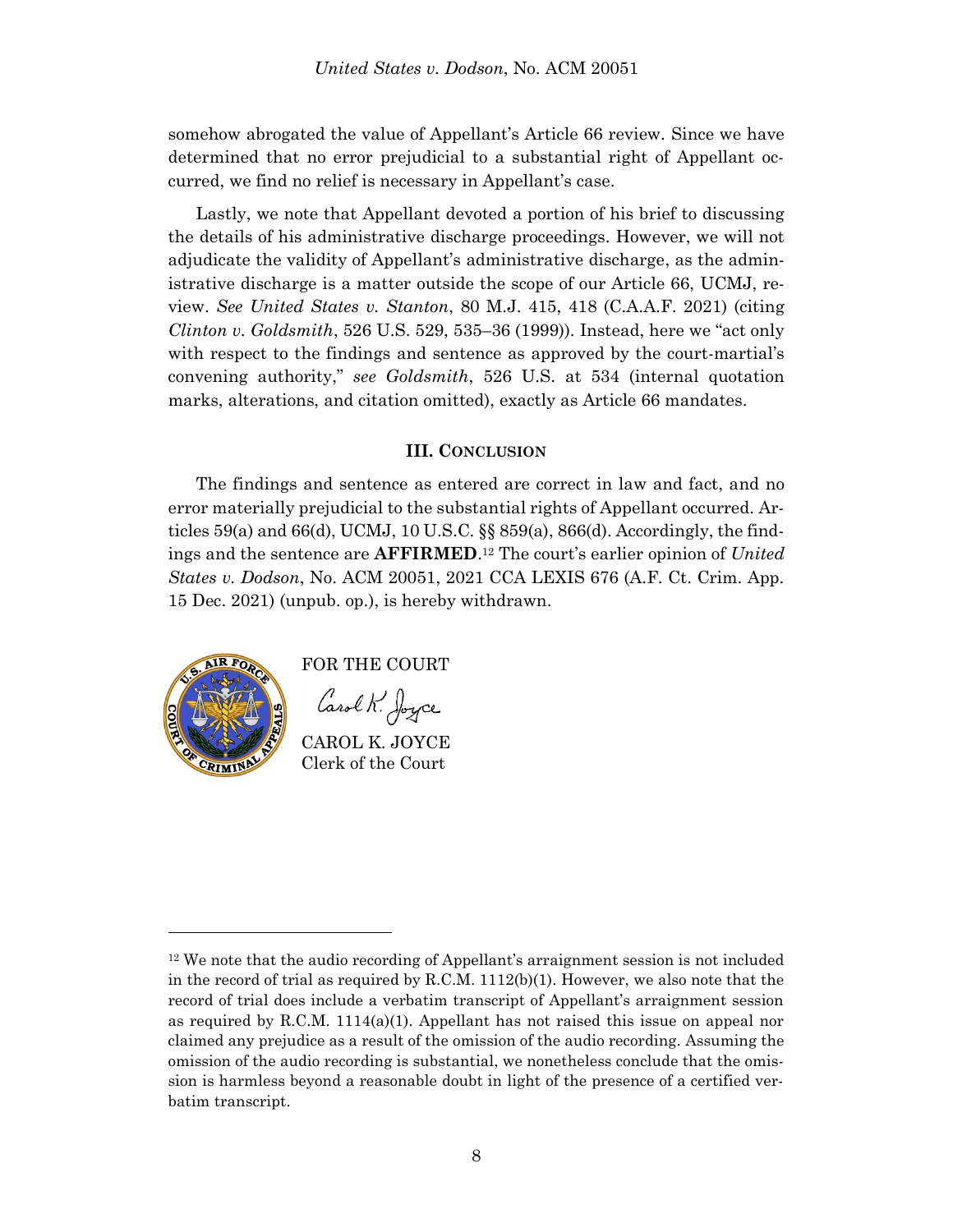somehow abrogated the value of Appellant's Article 66 review. Since we have determined that no error prejudicial to a substantial right of Appellant occurred, we find no relief is necessary in Appellant's case.

Lastly, we note that Appellant devoted a portion of his brief to discussing the details of his administrative discharge proceedings. However, we will not adjudicate the validity of Appellant's administrative discharge, as the administrative discharge is a matter outside the scope of our Article 66, UCMJ, review. *See United States v. Stanton*, 80 M.J. 415, 418 (C.A.A.F. 2021) (citing *Clinton v. Goldsmith*, 526 U.S. 529, 535–36 (1999)). Instead, here we "act only with respect to the findings and sentence as approved by the court-martial's convening authority," *see Goldsmith*, 526 U.S. at 534 (internal quotation marks, alterations, and citation omitted), exactly as Article 66 mandates.

## III. CONCLUSION

The findings and sentence as entered are correct in law and fact, and no error materially prejudicial to the substantial rights of Appellant occurred. Articles 59(a) and 66(d), UCMJ, 10 U.S.C. §§ 859(a), 866(d). Accordingly, the findings and the sentence are **AFFIRMED**.[12] The court's earlier opinion of *United States v. Dodson*, No. ACM 20051, 2021 CCA LEXIS 676 (A.F. Ct. Crim. App. 15 Dec. 2021) (unpub. op.), is hereby withdrawn.

FOR THE COURT

CAROL K. JOYCE
Clerk of the Court

---

[12] We note that the audio recording of Appellant's arraignment session is not included in the record of trial as required by R.C.M. 1112(b)(1). However, we also note that the record of trial does include a verbatim transcript of Appellant's arraignment session as required by R.C.M. 1114(a)(1). Appellant has not raised this issue on appeal nor claimed any prejudice as a result of the omission of the audio recording. Assuming the omission of the audio recording is substantial, we nonetheless conclude that the omission is harmless beyond a reasonable doubt in light of the presence of a certified verbatim transcript.